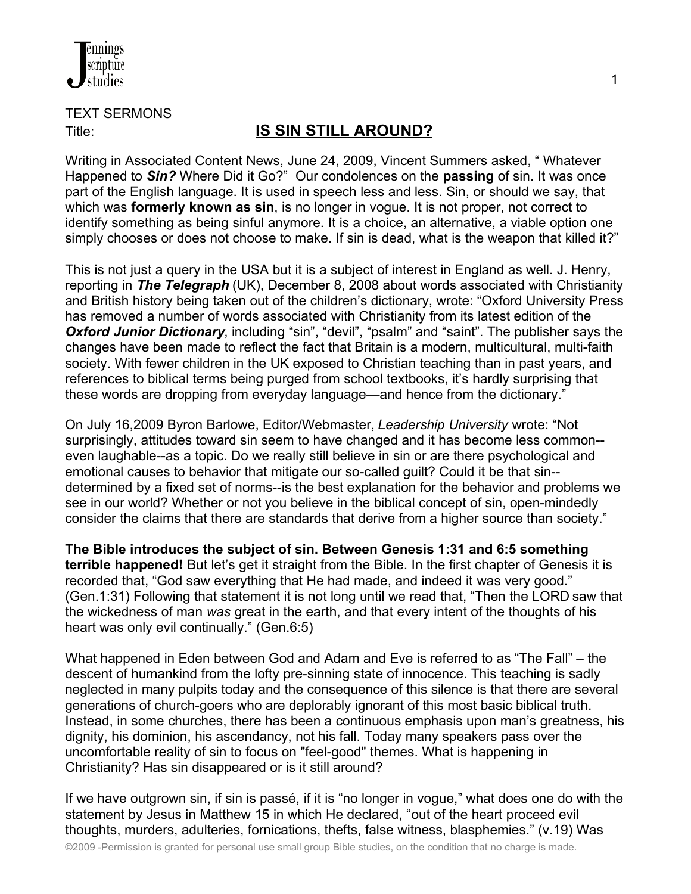TEXT SERMONS

Title: **IS SIN STILL AROUND?**

Writing in Associated Content News, June 24, 2009, Vincent Summers asked, " Whatever Happened to ***Sin?*** Where Did it Go?" Our condolences on the **passing** of sin. It was once part of the English language. It is used in speech less and less. Sin, or should we say, that which was **formerly known as sin**, is no longer in vogue. It is not proper, not correct to identify something as being sinful anymore. It is a choice, an alternative, a viable option one simply chooses or does not choose to make. If sin is dead, what is the weapon that killed it?"

This is not just a query in the USA but it is a subject of interest in England as well. J. Henry, reporting in ***The Telegraph*** (UK), December 8, 2008 about words associated with Christianity and British history being taken out of the children's dictionary, wrote: "Oxford University Press has removed a number of words associated with Christianity from its latest edition of the ***Oxford Junior Dictionary***, including "sin", "devil", "psalm" and "saint". The publisher says the changes have been made to reflect the fact that Britain is a modern, multicultural, multi-faith society. With fewer children in the UK exposed to Christian teaching than in past years, and references to biblical terms being purged from school textbooks, it's hardly surprising that these words are dropping from everyday language—and hence from the dictionary."

On July 16,2009 Byron Barlowe, Editor/Webmaster, *Leadership University* wrote: "Not surprisingly, attitudes toward sin seem to have changed and it has become less common--even laughable--as a topic. Do we really still believe in sin or are there psychological and emotional causes to behavior that mitigate our so-called guilt? Could it be that sin--determined by a fixed set of norms--is the best explanation for the behavior and problems we see in our world? Whether or not you believe in the biblical concept of sin, open-mindedly consider the claims that there are standards that derive from a higher source than society."

**The Bible introduces the subject of sin. Between Genesis 1:31 and 6:5 something terrible happened!** But let's get it straight from the Bible. In the first chapter of Genesis it is recorded that, "God saw everything that He had made, and indeed it was very good." (Gen.1:31) Following that statement it is not long until we read that, "Then the LORD saw that the wickedness of man *was* great in the earth, and that every intent of the thoughts of his heart was only evil continually." (Gen.6:5)

What happened in Eden between God and Adam and Eve is referred to as "The Fall" – the descent of humankind from the lofty pre-sinning state of innocence. This teaching is sadly neglected in many pulpits today and the consequence of this silence is that there are several generations of church-goers who are deplorably ignorant of this most basic biblical truth. Instead, in some churches, there has been a continuous emphasis upon man's greatness, his dignity, his dominion, his ascendancy, not his fall. Today many speakers pass over the uncomfortable reality of sin to focus on "feel-good" themes. What is happening in Christianity? Has sin disappeared or is it still around?

If we have outgrown sin, if sin is passé, if it is "no longer in vogue," what does one do with the statement by Jesus in Matthew 15 in which He declared, "out of the heart proceed evil thoughts, murders, adulteries, fornications, thefts, false witness, blasphemies." (v.19) Was

©2009 -Permission is granted for personal use small group Bible studies, on the condition that no charge is made.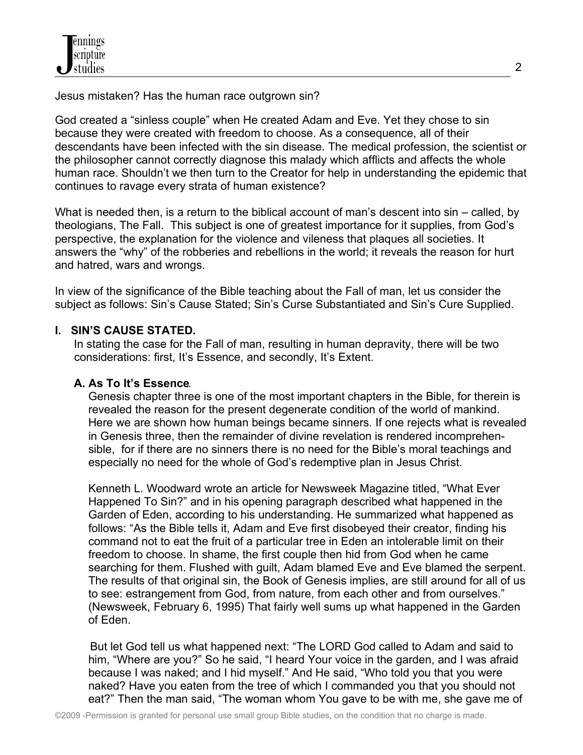Jesus mistaken? Has the human race outgrown sin?

God created a "sinless couple" when He created Adam and Eve. Yet they chose to sin because they were created with freedom to choose. As a consequence, all of their descendants have been infected with the sin disease. The medical profession, the scientist or the philosopher cannot correctly diagnose this malady which afflicts and affects the whole human race. Shouldn't we then turn to the Creator for help in understanding the epidemic that continues to ravage every strata of human existence?

What is needed then, is a return to the biblical account of man's descent into sin – called, by theologians, The Fall. This subject is one of greatest importance for it supplies, from God's perspective, the explanation for the violence and vileness that plaques all societies. It answers the "why" of the robberies and rebellions in the world; it reveals the reason for hurt and hatred, wars and wrongs.

In view of the significance of the Bible teaching about the Fall of man, let us consider the subject as follows: Sin's Cause Stated; Sin's Curse Substantiated and Sin's Cure Supplied.

## I. SIN'S CAUSE STATED.

In stating the case for the Fall of man, resulting in human depravity, there will be two considerations: first, It's Essence, and secondly, It's Extent.

### A. As To It's Essence.

Genesis chapter three is one of the most important chapters in the Bible, for therein is revealed the reason for the present degenerate condition of the world of mankind. Here we are shown how human beings became sinners. If one rejects what is revealed in Genesis three, then the remainder of divine revelation is rendered incomprehensible, for if there are no sinners there is no need for the Bible's moral teachings and especially no need for the whole of God's redemptive plan in Jesus Christ.

Kenneth L. Woodward wrote an article for Newsweek Magazine titled, "What Ever Happened To Sin?" and in his opening paragraph described what happened in the Garden of Eden, according to his understanding. He summarized what happened as follows: "As the Bible tells it, Adam and Eve first disobeyed their creator, finding his command not to eat the fruit of a particular tree in Eden an intolerable limit on their freedom to choose. In shame, the first couple then hid from God when he came searching for them. Flushed with guilt, Adam blamed Eve and Eve blamed the serpent. The results of that original sin, the Book of Genesis implies, are still around for all of us to see: estrangement from God, from nature, from each other and from ourselves." (Newsweek, February 6, 1995) That fairly well sums up what happened in the Garden of Eden.

But let God tell us what happened next: "The LORD God called to Adam and said to him, "Where are you?" So he said, "I heard Your voice in the garden, and I was afraid because I was naked; and I hid myself." And He said, "Who told you that you were naked? Have you eaten from the tree of which I commanded you that you should not eat?" Then the man said, "The woman whom You gave to be with me, she gave me of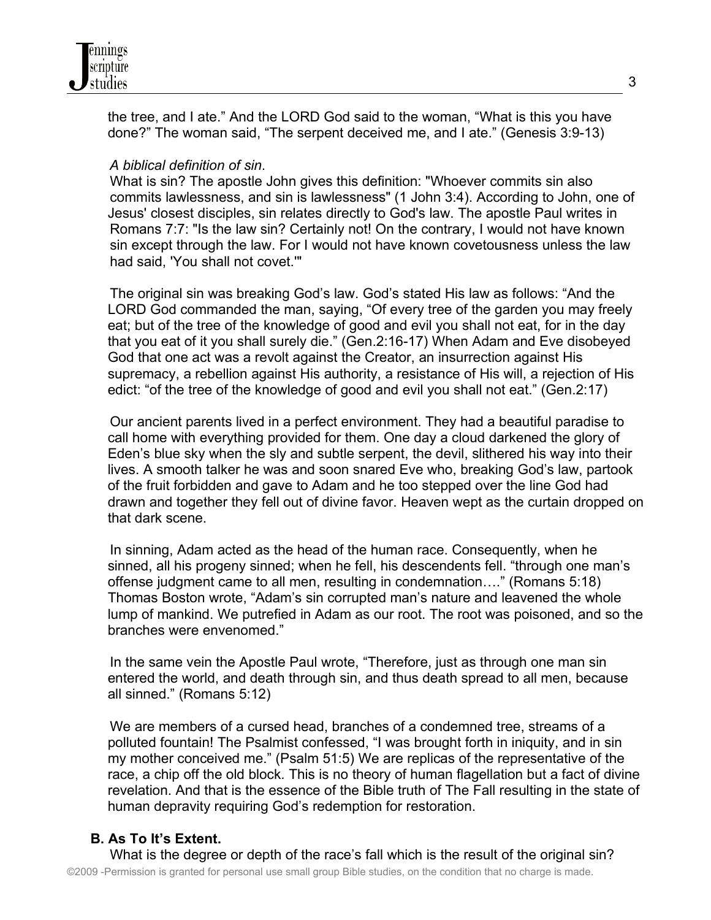the tree, and I ate." And the LORD God said to the woman, "What is this you have done?" The woman said, "The serpent deceived me, and I ate." (Genesis 3:9-13)

*A biblical definition of sin*.

What is sin? The apostle John gives this definition: "Whoever commits sin also commits lawlessness, and sin is lawlessness" (1 John 3:4). According to John, one of Jesus' closest disciples, sin relates directly to God's law. The apostle Paul writes in Romans 7:7: "Is the law sin? Certainly not! On the contrary, I would not have known sin except through the law. For I would not have known covetousness unless the law had said, 'You shall not covet.'"

The original sin was breaking God's law. God's stated His law as follows: "And the LORD God commanded the man, saying, "Of every tree of the garden you may freely eat; but of the tree of the knowledge of good and evil you shall not eat, for in the day that you eat of it you shall surely die." (Gen.2:16-17) When Adam and Eve disobeyed God that one act was a revolt against the Creator, an insurrection against His supremacy, a rebellion against His authority, a resistance of His will, a rejection of His edict: "of the tree of the knowledge of good and evil you shall not eat." (Gen.2:17)

Our ancient parents lived in a perfect environment. They had a beautiful paradise to call home with everything provided for them. One day a cloud darkened the glory of Eden's blue sky when the sly and subtle serpent, the devil, slithered his way into their lives. A smooth talker he was and soon snared Eve who, breaking God's law, partook of the fruit forbidden and gave to Adam and he too stepped over the line God had drawn and together they fell out of divine favor. Heaven wept as the curtain dropped on that dark scene.

In sinning, Adam acted as the head of the human race. Consequently, when he sinned, all his progeny sinned; when he fell, his descendents fell. "through one man's offense judgment came to all men, resulting in condemnation…." (Romans 5:18) Thomas Boston wrote, "Adam's sin corrupted man's nature and leavened the whole lump of mankind. We putrefied in Adam as our root. The root was poisoned, and so the branches were envenomed."

In the same vein the Apostle Paul wrote, "Therefore, just as through one man sin entered the world, and death through sin, and thus death spread to all men, because all sinned." (Romans 5:12)

We are members of a cursed head, branches of a condemned tree, streams of a polluted fountain! The Psalmist confessed, "I was brought forth in iniquity, and in sin my mother conceived me." (Psalm 51:5) We are replicas of the representative of the race, a chip off the old block. This is no theory of human flagellation but a fact of divine revelation. And that is the essence of the Bible truth of The Fall resulting in the state of human depravity requiring God's redemption for restoration.

**B. As To It's Extent.**

What is the degree or depth of the race's fall which is the result of the original sin?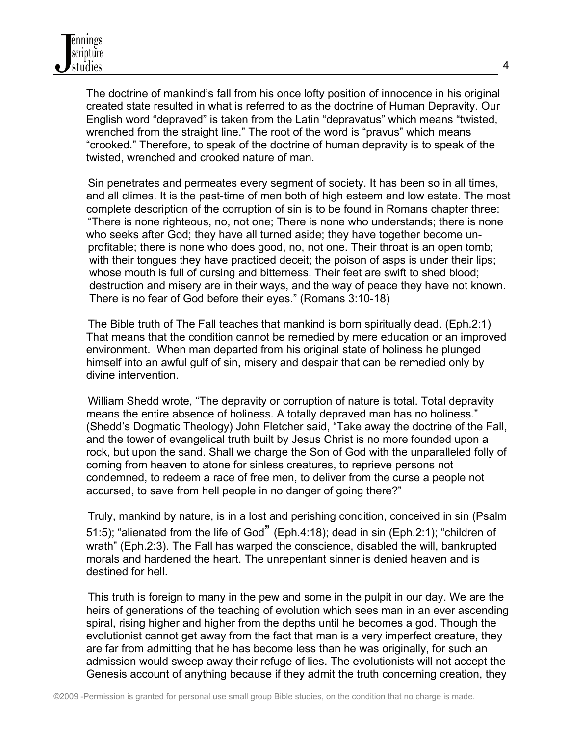The doctrine of mankind's fall from his once lofty position of innocence in his original created state resulted in what is referred to as the doctrine of Human Depravity. Our English word "depraved" is taken from the Latin "depravatus" which means "twisted, wrenched from the straight line." The root of the word is "pravus" which means "crooked." Therefore, to speak of the doctrine of human depravity is to speak of the twisted, wrenched and crooked nature of man.

Sin penetrates and permeates every segment of society. It has been so in all times, and all climes. It is the past-time of men both of high esteem and low estate. The most complete description of the corruption of sin is to be found in Romans chapter three: "There is none righteous, no, not one; There is none who understands; there is none who seeks after God; they have all turned aside; they have together become unprofitable; there is none who does good, no, not one. Their throat is an open tomb; with their tongues they have practiced deceit; the poison of asps is under their lips; whose mouth is full of cursing and bitterness. Their feet are swift to shed blood; destruction and misery are in their ways, and the way of peace they have not known. There is no fear of God before their eyes." (Romans 3:10-18)

The Bible truth of The Fall teaches that mankind is born spiritually dead. (Eph.2:1) That means that the condition cannot be remedied by mere education or an improved environment. When man departed from his original state of holiness he plunged himself into an awful gulf of sin, misery and despair that can be remedied only by divine intervention.

William Shedd wrote, "The depravity or corruption of nature is total. Total depravity means the entire absence of holiness. A totally depraved man has no holiness." (Shedd's Dogmatic Theology) John Fletcher said, "Take away the doctrine of the Fall, and the tower of evangelical truth built by Jesus Christ is no more founded upon a rock, but upon the sand. Shall we charge the Son of God with the unparalleled folly of coming from heaven to atone for sinless creatures, to reprieve persons not condemned, to redeem a race of free men, to deliver from the curse a people not accursed, to save from hell people in no danger of going there?"

Truly, mankind by nature, is in a lost and perishing condition, conceived in sin (Psalm 51:5); "alienated from the life of God" (Eph.4:18); dead in sin (Eph.2:1); "children of wrath" (Eph.2:3). The Fall has warped the conscience, disabled the will, bankrupted morals and hardened the heart. The unrepentant sinner is denied heaven and is destined for hell.

This truth is foreign to many in the pew and some in the pulpit in our day. We are the heirs of generations of the teaching of evolution which sees man in an ever ascending spiral, rising higher and higher from the depths until he becomes a god. Though the evolutionist cannot get away from the fact that man is a very imperfect creature, they are far from admitting that he has become less than he was originally, for such an admission would sweep away their refuge of lies. The evolutionists will not accept the Genesis account of anything because if they admit the truth concerning creation, they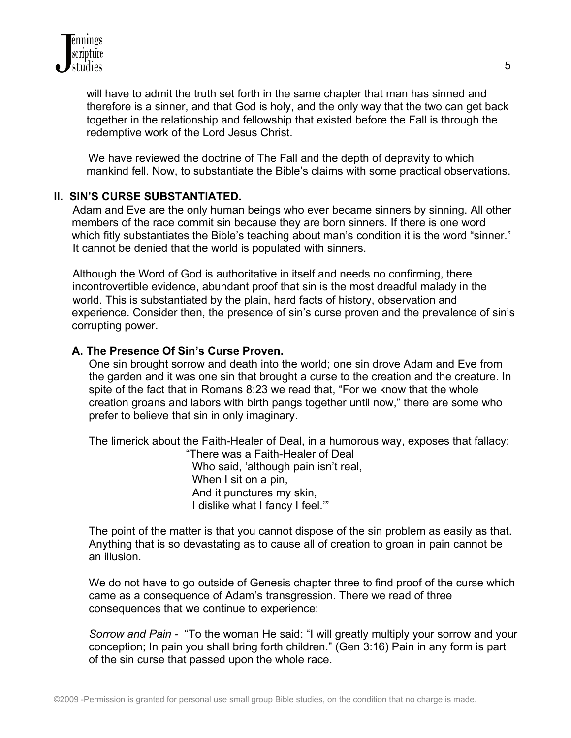will have to admit the truth set forth in the same chapter that man has sinned and therefore is a sinner, and that God is holy, and the only way that the two can get back together in the relationship and fellowship that existed before the Fall is through the redemptive work of the Lord Jesus Christ.

We have reviewed the doctrine of The Fall and the depth of depravity to which mankind fell. Now, to substantiate the Bible's claims with some practical observations.

## II. SIN'S CURSE SUBSTANTIATED.

Adam and Eve are the only human beings who ever became sinners by sinning. All other members of the race commit sin because they are born sinners. If there is one word which fitly substantiates the Bible's teaching about man's condition it is the word "sinner." It cannot be denied that the world is populated with sinners.

Although the Word of God is authoritative in itself and needs no confirming, there incontrovertible evidence, abundant proof that sin is the most dreadful malady in the world. This is substantiated by the plain, hard facts of history, observation and experience. Consider then, the presence of sin's curse proven and the prevalence of sin's corrupting power.

### A. The Presence Of Sin's Curse Proven.

One sin brought sorrow and death into the world; one sin drove Adam and Eve from the garden and it was one sin that brought a curse to the creation and the creature. In spite of the fact that in Romans 8:23 we read that, "For we know that the whole creation groans and labors with birth pangs together until now," there are some who prefer to believe that sin in only imaginary.

The limerick about the Faith-Healer of Deal, in a humorous way, exposes that fallacy:

> "There was a Faith-Healer of Deal
> Who said, 'although pain isn't real,
> When I sit on a pin,
> And it punctures my skin,
> I dislike what I fancy I feel.'"

The point of the matter is that you cannot dispose of the sin problem as easily as that. Anything that is so devastating as to cause all of creation to groan in pain cannot be an illusion.

We do not have to go outside of Genesis chapter three to find proof of the curse which came as a consequence of Adam's transgression. There we read of three consequences that we continue to experience:

*Sorrow and Pain* - "To the woman He said: "I will greatly multiply your sorrow and your conception; In pain you shall bring forth children." (Gen 3:16) Pain in any form is part of the sin curse that passed upon the whole race.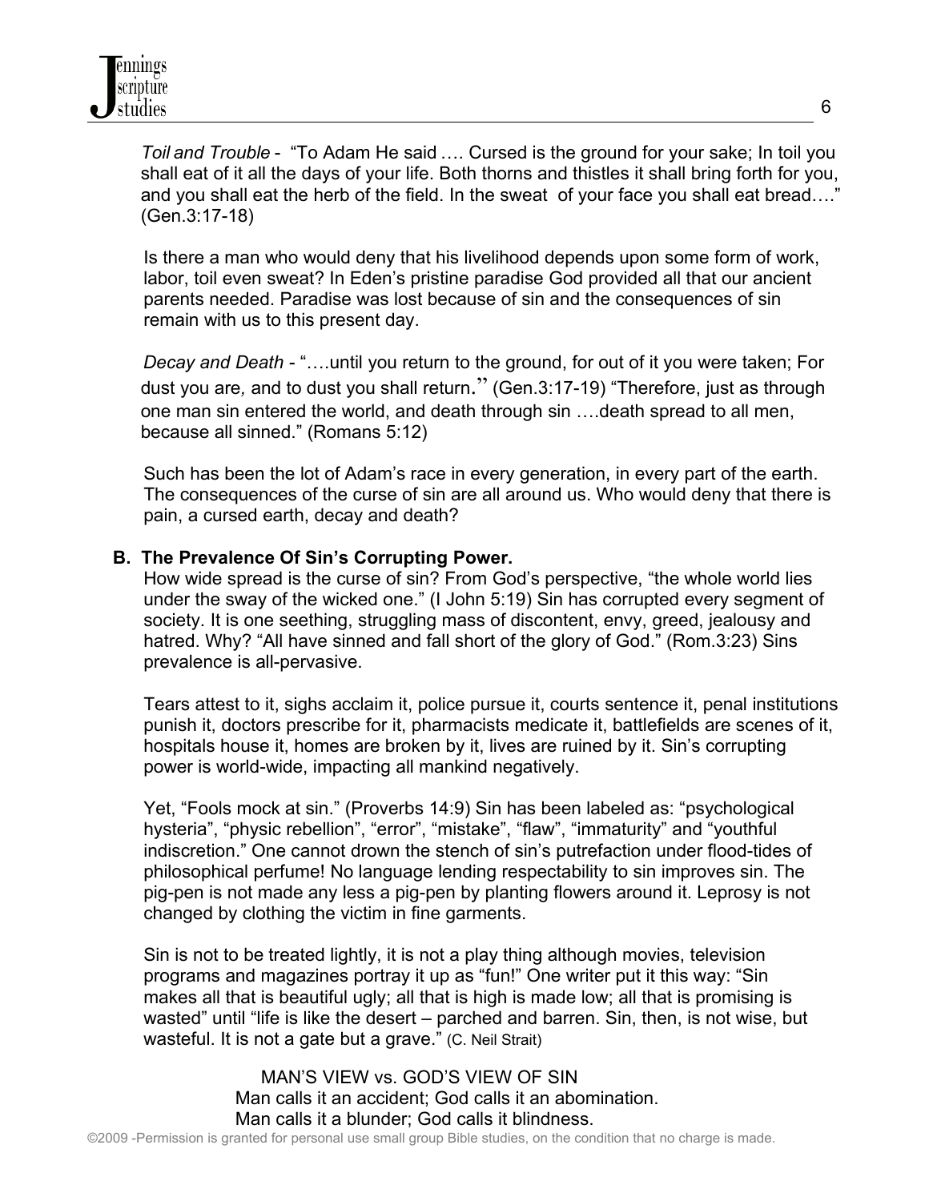*Toil and Trouble* - "To Adam He said …. Cursed is the ground for your sake; In toil you shall eat of it all the days of your life. Both thorns and thistles it shall bring forth for you, and you shall eat the herb of the field. In the sweat of your face you shall eat bread…." (Gen.3:17-18)

Is there a man who would deny that his livelihood depends upon some form of work, labor, toil even sweat? In Eden's pristine paradise God provided all that our ancient parents needed. Paradise was lost because of sin and the consequences of sin remain with us to this present day.

*Decay and Death* - "….until you return to the ground, for out of it you were taken; For dust you are, and to dust you shall return." (Gen.3:17-19) "Therefore, just as through one man sin entered the world, and death through sin ….death spread to all men, because all sinned." (Romans 5:12)

Such has been the lot of Adam's race in every generation, in every part of the earth. The consequences of the curse of sin are all around us. Who would deny that there is pain, a cursed earth, decay and death?

**B. The Prevalence Of Sin's Corrupting Power.**

How wide spread is the curse of sin? From God's perspective, "the whole world lies under the sway of the wicked one." (I John 5:19) Sin has corrupted every segment of society. It is one seething, struggling mass of discontent, envy, greed, jealousy and hatred. Why? "All have sinned and fall short of the glory of God." (Rom.3:23) Sins prevalence is all-pervasive.

Tears attest to it, sighs acclaim it, police pursue it, courts sentence it, penal institutions punish it, doctors prescribe for it, pharmacists medicate it, battlefields are scenes of it, hospitals house it, homes are broken by it, lives are ruined by it. Sin's corrupting power is world-wide, impacting all mankind negatively.

Yet, "Fools mock at sin." (Proverbs 14:9) Sin has been labeled as: "psychological hysteria", "physic rebellion", "error", "mistake", "flaw", "immaturity" and "youthful indiscretion." One cannot drown the stench of sin's putrefaction under flood-tides of philosophical perfume! No language lending respectability to sin improves sin. The pig-pen is not made any less a pig-pen by planting flowers around it. Leprosy is not changed by clothing the victim in fine garments.

Sin is not to be treated lightly, it is not a play thing although movies, television programs and magazines portray it up as "fun!" One writer put it this way: "Sin makes all that is beautiful ugly; all that is high is made low; all that is promising is wasted" until "life is like the desert – parched and barren. Sin, then, is not wise, but wasteful. It is not a gate but a grave." (C. Neil Strait)

MAN'S VIEW vs. GOD'S VIEW OF SIN
Man calls it an accident; God calls it an abomination.
Man calls it a blunder; God calls it blindness.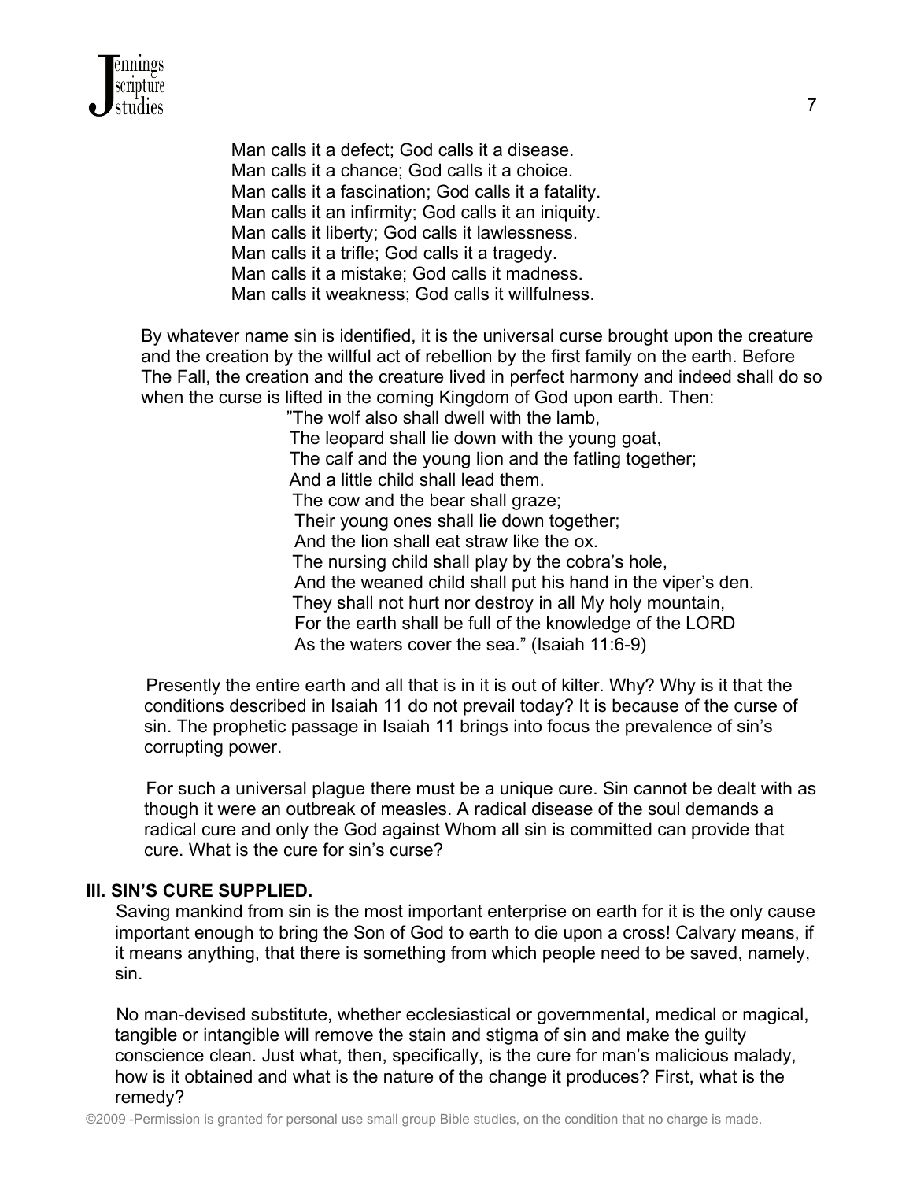Man calls it a defect; God calls it a disease.
Man calls it a chance; God calls it a choice.
Man calls it a fascination; God calls it a fatality.
Man calls it an infirmity; God calls it an iniquity.
Man calls it liberty; God calls it lawlessness.
Man calls it a trifle; God calls it a tragedy.
Man calls it a mistake; God calls it madness.
Man calls it weakness; God calls it willfulness.

By whatever name sin is identified, it is the universal curse brought upon the creature and the creation by the willful act of rebellion by the first family on the earth. Before The Fall, the creation and the creature lived in perfect harmony and indeed shall do so when the curse is lifted in the coming Kingdom of God upon earth. Then:

> "The wolf also shall dwell with the lamb,
> The leopard shall lie down with the young goat,
> The calf and the young lion and the fatling together;
> And a little child shall lead them.
> The cow and the bear shall graze;
> Their young ones shall lie down together;
> And the lion shall eat straw like the ox.
> The nursing child shall play by the cobra's hole,
> And the weaned child shall put his hand in the viper's den.
> They shall not hurt nor destroy in all My holy mountain,
> For the earth shall be full of the knowledge of the LORD
> As the waters cover the sea." (Isaiah 11:6-9)

Presently the entire earth and all that is in it is out of kilter. Why? Why is it that the conditions described in Isaiah 11 do not prevail today? It is because of the curse of sin. The prophetic passage in Isaiah 11 brings into focus the prevalence of sin's corrupting power.

For such a universal plague there must be a unique cure. Sin cannot be dealt with as though it were an outbreak of measles. A radical disease of the soul demands a radical cure and only the God against Whom all sin is committed can provide that cure. What is the cure for sin's curse?

**III. SIN'S CURE SUPPLIED.**

Saving mankind from sin is the most important enterprise on earth for it is the only cause important enough to bring the Son of God to earth to die upon a cross! Calvary means, if it means anything, that there is something from which people need to be saved, namely, sin.

No man-devised substitute, whether ecclesiastical or governmental, medical or magical, tangible or intangible will remove the stain and stigma of sin and make the guilty conscience clean. Just what, then, specifically, is the cure for man's malicious malady, how is it obtained and what is the nature of the change it produces? First, what is the remedy?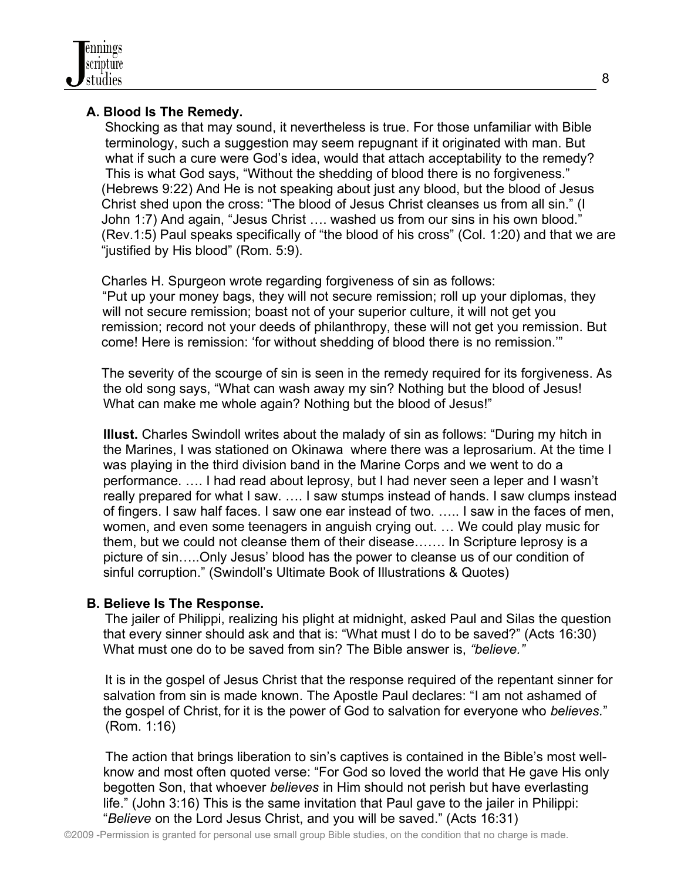### A. Blood Is The Remedy.

Shocking as that may sound, it nevertheless is true. For those unfamiliar with Bible terminology, such a suggestion may seem repugnant if it originated with man. But what if such a cure were God's idea, would that attach acceptability to the remedy? This is what God says, "Without the shedding of blood there is no forgiveness." (Hebrews 9:22) And He is not speaking about just any blood, but the blood of Jesus Christ shed upon the cross: "The blood of Jesus Christ cleanses us from all sin." (I John 1:7) And again, "Jesus Christ …. washed us from our sins in his own blood." (Rev.1:5) Paul speaks specifically of "the blood of his cross" (Col. 1:20) and that we are "justified by His blood" (Rom. 5:9).

Charles H. Spurgeon wrote regarding forgiveness of sin as follows:
"Put up your money bags, they will not secure remission; roll up your diplomas, they will not secure remission; boast not of your superior culture, it will not get you remission; record not your deeds of philanthropy, these will not get you remission. But come! Here is remission: 'for without shedding of blood there is no remission.'"

The severity of the scourge of sin is seen in the remedy required for its forgiveness. As the old song says, "What can wash away my sin? Nothing but the blood of Jesus! What can make me whole again? Nothing but the blood of Jesus!"

**Illust.** Charles Swindoll writes about the malady of sin as follows: "During my hitch in the Marines, I was stationed on Okinawa where there was a leprosarium. At the time I was playing in the third division band in the Marine Corps and we went to do a performance. …. I had read about leprosy, but I had never seen a leper and I wasn't really prepared for what I saw. …. I saw stumps instead of hands. I saw clumps instead of fingers. I saw half faces. I saw one ear instead of two. ….. I saw in the faces of men, women, and even some teenagers in anguish crying out. … We could play music for them, but we could not cleanse them of their disease……. In Scripture leprosy is a picture of sin…..Only Jesus' blood has the power to cleanse us of our condition of sinful corruption." (Swindoll's Ultimate Book of Illustrations & Quotes)

### B. Believe Is The Response.

The jailer of Philippi, realizing his plight at midnight, asked Paul and Silas the question that every sinner should ask and that is: "What must I do to be saved?" (Acts 16:30) What must one do to be saved from sin? The Bible answer is, *"believe."*

It is in the gospel of Jesus Christ that the response required of the repentant sinner for salvation from sin is made known. The Apostle Paul declares: "I am not ashamed of the gospel of Christ, for it is the power of God to salvation for everyone who *believes.*" (Rom. 1:16)

The action that brings liberation to sin's captives is contained in the Bible's most well-know and most often quoted verse: "For God so loved the world that He gave His only begotten Son, that whoever *believes* in Him should not perish but have everlasting life." (John 3:16) This is the same invitation that Paul gave to the jailer in Philippi: "*Believe* on the Lord Jesus Christ, and you will be saved." (Acts 16:31)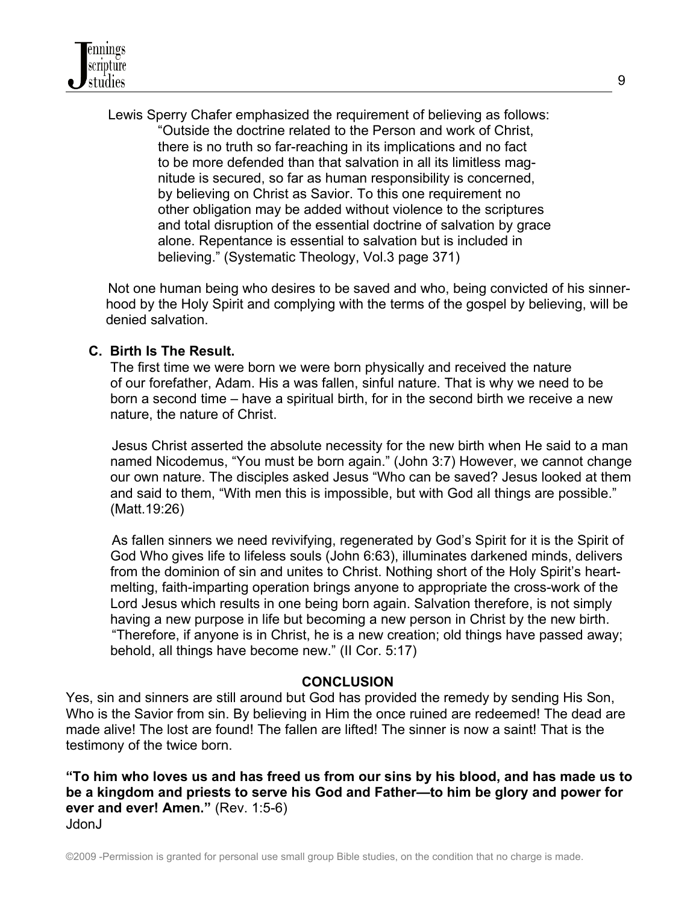Lewis Sperry Chafer emphasized the requirement of believing as follows:

> "Outside the doctrine related to the Person and work of Christ, there is no truth so far-reaching in its implications and no fact to be more defended than that salvation in all its limitless magnitude is secured, so far as human responsibility is concerned, by believing on Christ as Savior. To this one requirement no other obligation may be added without violence to the scriptures and total disruption of the essential doctrine of salvation by grace alone. Repentance is essential to salvation but is included in believing." (Systematic Theology, Vol.3 page 371)

Not one human being who desires to be saved and who, being convicted of his sinnerhood by the Holy Spirit and complying with the terms of the gospel by believing, will be denied salvation.

**C. Birth Is The Result.**

The first time we were born we were born physically and received the nature of our forefather, Adam. His a was fallen, sinful nature. That is why we need to be born a second time – have a spiritual birth, for in the second birth we receive a new nature, the nature of Christ.

Jesus Christ asserted the absolute necessity for the new birth when He said to a man named Nicodemus, "You must be born again." (John 3:7) However, we cannot change our own nature. The disciples asked Jesus "Who can be saved? Jesus looked at them and said to them, "With men this is impossible, but with God all things are possible." (Matt.19:26)

As fallen sinners we need revivifying, regenerated by God's Spirit for it is the Spirit of God Who gives life to lifeless souls (John 6:63), illuminates darkened minds, delivers from the dominion of sin and unites to Christ. Nothing short of the Holy Spirit's heart-melting, faith-imparting operation brings anyone to appropriate the cross-work of the Lord Jesus which results in one being born again. Salvation therefore, is not simply having a new purpose in life but becoming a new person in Christ by the new birth. "Therefore, if anyone is in Christ, he is a new creation; old things have passed away; behold, all things have become new." (II Cor. 5:17)

## CONCLUSION

Yes, sin and sinners are still around but God has provided the remedy by sending His Son, Who is the Savior from sin. By believing in Him the once ruined are redeemed! The dead are made alive! The lost are found! The fallen are lifted! The sinner is now a saint! That is the testimony of the twice born.

**"To him who loves us and has freed us from our sins by his blood, and has made us to be a kingdom and priests to serve his God and Father—to him be glory and power for ever and ever! Amen."** (Rev. 1:5-6)
JdonJ

©2009 -Permission is granted for personal use small group Bible studies, on the condition that no charge is made.